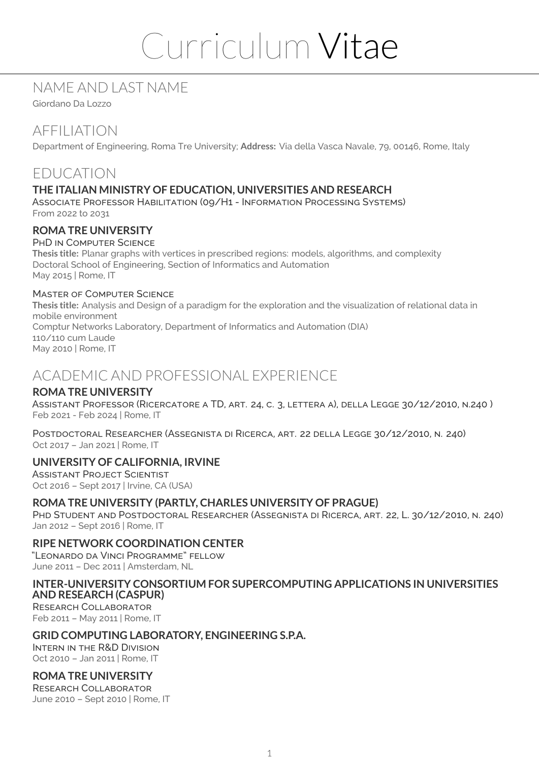# Curriculum Vitae

## NAME AND LAST NAME

Giordano Da Lozzo

## AFFILIATION

Department of Engineering, Roma Tre University; **Address:** Via della Vasca Navale, 79, 00146, Rome, Italy

## EDUCATION

### THE ITALIAN MINISTRY OF EDUCATION, UNIVERSITIES AND RESEARCH

Associate Professor Habilitation (09/H1 - Information Processing Systems)
From 2022 to 2031

### ROMA TRE UNIVERSITY

PhD in Computer Science
**Thesis title:** Planar graphs with vertices in prescribed regions: models, algorithms, and complexity
Doctoral School of Engineering, Section of Informatics and Automation
May 2015 | Rome, IT

Master of Computer Science
**Thesis title:** Analysis and Design of a paradigm for the exploration and the visualization of relational data in mobile environment
Comptur Networks Laboratory, Department of Informatics and Automation (DIA)
110/110 cum Laude
May 2010 | Rome, IT

## ACADEMIC AND PROFESSIONAL EXPERIENCE

### ROMA TRE UNIVERSITY

Assistant Professor (Ricercatore a TD, art. 24, c. 3, lettera a), della Legge 30/12/2010, n.240 )
Feb 2021 - Feb 2024 | Rome, IT

Postdoctoral Researcher (Assegnista di Ricerca, art. 22 della Legge 30/12/2010, n. 240)
Oct 2017 – Jan 2021 | Rome, IT

### UNIVERSITY OF CALIFORNIA, IRVINE

Assistant Project Scientist
Oct 2016 – Sept 2017 | Irvine, CA (USA)

### ROMA TRE UNIVERSITY (PARTLY, CHARLES UNIVERSITY OF PRAGUE)

PhD Student and Postdoctoral Researcher (Assegnista di Ricerca, art. 22, L. 30/12/2010, n. 240)
Jan 2012 – Sept 2016 | Rome, IT

### RIPE NETWORK COORDINATION CENTER

"Leonardo da Vinci Programme" fellow
June 2011 – Dec 2011 | Amsterdam, NL

### INTER-UNIVERSITY CONSORTIUM FOR SUPERCOMPUTING APPLICATIONS IN UNIVERSITIES AND RESEARCH (CASPUR)

Research Collaborator
Feb 2011 – May 2011 | Rome, IT

### GRID COMPUTING LABORATORY, ENGINEERING S.P.A.

Intern in the R&D Division
Oct 2010 – Jan 2011 | Rome, IT

### ROMA TRE UNIVERSITY

Research Collaborator
June 2010 – Sept 2010 | Rome, IT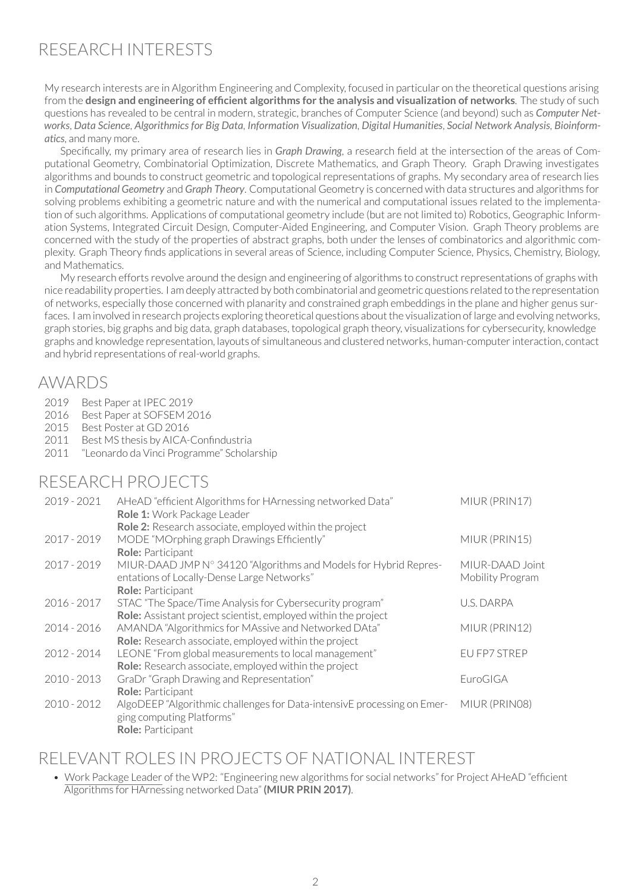# RESEARCH INTERESTS

My research interests are in Algorithm Engineering and Complexity, focused in particular on the theoretical questions arising from the **design and engineering of efficient algorithms for the analysis and visualization of networks**. The study of such questions has revealed to be central in modern, strategic, branches of Computer Science (and beyond) such as ***Computer Networks***, ***Data Science***, ***Algorithmics for Big Data***, ***Information Visualization***, ***Digital Humanities***, ***Social Network Analysis***, ***Bioinformatics***, and many more.

Specifically, my primary area of research lies in ***Graph Drawing***, a research field at the intersection of the areas of Computational Geometry, Combinatorial Optimization, Discrete Mathematics, and Graph Theory. Graph Drawing investigates algorithms and bounds to construct geometric and topological representations of graphs. My secondary area of research lies in ***Computational Geometry*** and ***Graph Theory***. Computational Geometry is concerned with data structures and algorithms for solving problems exhibiting a geometric nature and with the numerical and computational issues related to the implementation of such algorithms. Applications of computational geometry include (but are not limited to) Robotics, Geographic Information Systems, Integrated Circuit Design, Computer-Aided Engineering, and Computer Vision. Graph Theory problems are concerned with the study of the properties of abstract graphs, both under the lenses of combinatorics and algorithmic complexity. Graph Theory finds applications in several areas of Science, including Computer Science, Physics, Chemistry, Biology, and Mathematics.

My research efforts revolve around the design and engineering of algorithms to construct representations of graphs with nice readability properties. I am deeply attracted by both combinatorial and geometric questions related to the representation of networks, especially those concerned with planarity and constrained graph embeddings in the plane and higher genus surfaces. I am involved in research projects exploring theoretical questions about the visualization of large and evolving networks, graph stories, big graphs and big data, graph databases, topological graph theory, visualizations for cybersecurity, knowledge graphs and knowledge representation, layouts of simultaneous and clustered networks, human-computer interaction, contact and hybrid representations of real-world graphs.

# AWARDS

- 2019 Best Paper at IPEC 2019
- 2016 Best Paper at SOFSEM 2016
- 2015 Best Poster at GD 2016
- 2011 Best MS thesis by AICA-Confindustria
- 2011 "Leonardo da Vinci Programme" Scholarship

# RESEARCH PROJECTS

| | | |
|---|---|---|
| 2019 - 2021 | AHeAD "efficient Algorithms for HArnessing networked Data"<br>**Role 1:** Work Package Leader<br>**Role 2:** Research associate, employed within the project | MIUR (PRIN17) |
| 2017 - 2019 | MODE "MOrphing graph Drawings Efficiently"<br>**Role:** Participant | MIUR (PRIN15) |
| 2017 - 2019 | MIUR-DAAD JMP N° 34120 "Algorithms and Models for Hybrid Representations of Locally-Dense Large Networks"<br>**Role:** Participant | MIUR-DAAD Joint Mobility Program |
| 2016 - 2017 | STAC "The Space/Time Analysis for Cybersecurity program"<br>**Role:** Assistant project scientist, employed within the project | U.S. DARPA |
| 2014 - 2016 | AMANDA "Algorithmics for MAssive and Networked DAta"<br>**Role:** Research associate, employed within the project | MIUR (PRIN12) |
| 2012 - 2014 | LEONE "From global measurements to local management"<br>**Role:** Research associate, employed within the project | EU FP7 STREP |
| 2010 - 2013 | GraDr "Graph Drawing and Representation"<br>**Role:** Participant | EuroGIGA |
| 2010 - 2012 | AlgoDEEP "Algorithmic challenges for Data-intensivE processing on Emerging computing Platforms"<br>**Role:** Participant | MIUR (PRIN08) |

# RELEVANT ROLES IN PROJECTS OF NATIONAL INTEREST

- Work Package Leader of the WP2: "Engineering new algorithms for social networks" for Project AHeAD "efficient Algorithms for HArnessing networked Data" **(MIUR PRIN 2017)**.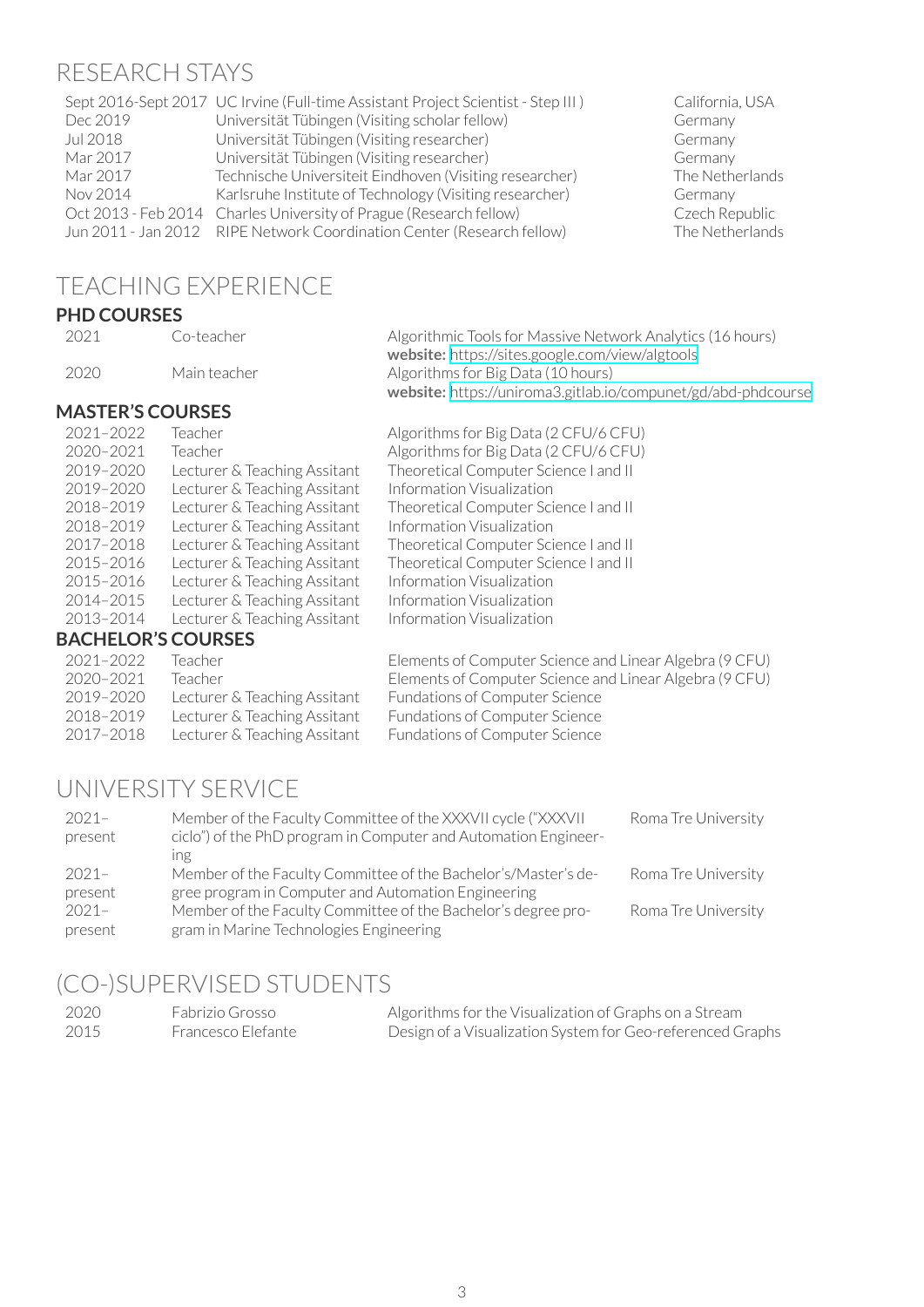## RESEARCH STAYS

| | | |
|---|---|---|
| Sept 2016-Sept 2017 | UC Irvine (Full-time Assistant Project Scientist - Step III ) | California, USA |
| Dec 2019 | Universität Tübingen (Visiting scholar fellow) | Germany |
| Jul 2018 | Universität Tübingen (Visiting researcher) | Germany |
| Mar 2017 | Universität Tübingen (Visiting researcher) | Germany |
| Mar 2017 | Technische Universiteit Eindhoven (Visiting researcher) | The Netherlands |
| Nov 2014 | Karlsruhe Institute of Technology (Visiting researcher) | Germany |
| Oct 2013 - Feb 2014 | Charles University of Prague (Research fellow) | Czech Republic |
| Jun 2011 - Jan 2012 | RIPE Network Coordination Center (Research fellow) | The Netherlands |

## TEACHING EXPERIENCE

### PHD COURSES

| | | |
|---|---|---|
| 2021 | Co-teacher | Algorithmic Tools for Massive Network Analytics (16 hours)<br>**website:** https://sites.google.com/view/algtools |
| 2020 | Main teacher | Algorithms for Big Data (10 hours)<br>**website:** https://uniroma3.gitlab.io/compunet/gd/abd-phdcourse |

### MASTER'S COURSES

| | | |
|---|---|---|
| 2021–2022 | Teacher | Algorithms for Big Data (2 CFU/6 CFU) |
| 2020–2021 | Teacher | Algorithms for Big Data (2 CFU/6 CFU) |
| 2019–2020 | Lecturer & Teaching Assitant | Theoretical Computer Science I and II |
| 2019–2020 | Lecturer & Teaching Assitant | Information Visualization |
| 2018–2019 | Lecturer & Teaching Assitant | Theoretical Computer Science I and II |
| 2018–2019 | Lecturer & Teaching Assitant | Information Visualization |
| 2017–2018 | Lecturer & Teaching Assitant | Theoretical Computer Science I and II |
| 2015–2016 | Lecturer & Teaching Assitant | Theoretical Computer Science I and II |
| 2015–2016 | Lecturer & Teaching Assitant | Information Visualization |
| 2014–2015 | Lecturer & Teaching Assitant | Information Visualization |
| 2013–2014 | Lecturer & Teaching Assitant | Information Visualization |

### BACHELOR'S COURSES

| | | |
|---|---|---|
| 2021–2022 | Teacher | Elements of Computer Science and Linear Algebra (9 CFU) |
| 2020–2021 | Teacher | Elements of Computer Science and Linear Algebra (9 CFU) |
| 2019–2020 | Lecturer & Teaching Assitant | Fundations of Computer Science |
| 2018–2019 | Lecturer & Teaching Assitant | Fundations of Computer Science |
| 2017–2018 | Lecturer & Teaching Assitant | Fundations of Computer Science |

## UNIVERSITY SERVICE

| | | |
|---|---|---|
| 2021–present | Member of the Faculty Committee of the XXXVII cycle ("XXXVII ciclo") of the PhD program in Computer and Automation Engineering | Roma Tre University |
| 2021–present | Member of the Faculty Committee of the Bachelor's/Master's degree program in Computer and Automation Engineering | Roma Tre University |
| 2021–present | Member of the Faculty Committee of the Bachelor's degree program in Marine Technologies Engineering | Roma Tre University |

## (CO-)SUPERVISED STUDENTS

| | | |
|---|---|---|
| 2020 | Fabrizio Grosso | Algorithms for the Visualization of Graphs on a Stream |
| 2015 | Francesco Elefante | Design of a Visualization System for Geo-referenced Graphs |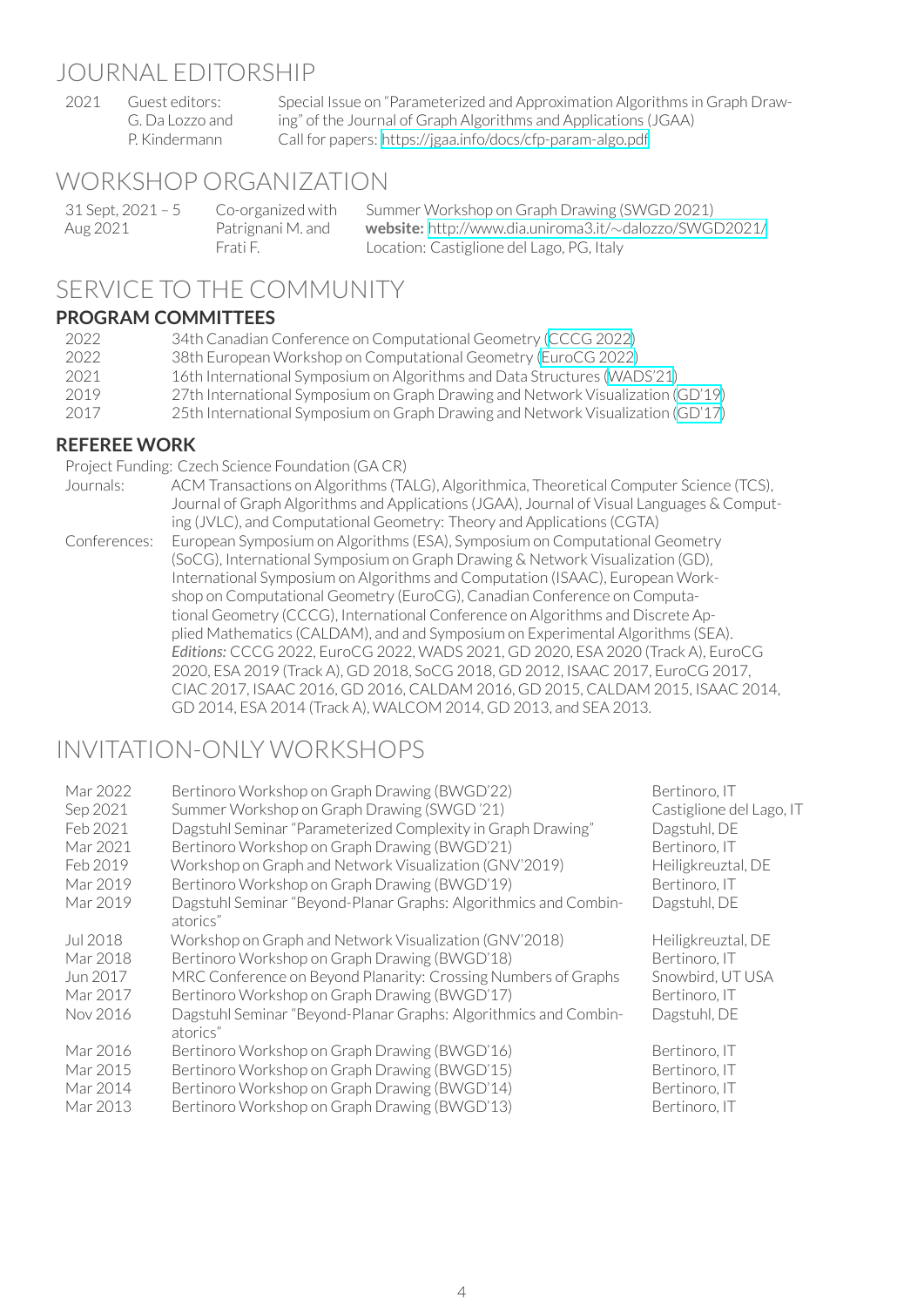# JOURNAL EDITORSHIP

| | | |
|---|---|---|
| 2021 | Guest editors: G. Da Lozzo and P. Kindermann | Special Issue on "Parameterized and Approximation Algorithms in Graph Drawing" of the Journal of Graph Algorithms and Applications (JGAA) Call for papers: https://jgaa.info/docs/cfp-param-algo.pdf |

# WORKSHOP ORGANIZATION

| | | |
|---|---|---|
| 31 Sept, 2021 – 5 Aug 2021 | Co-organized with Patrignani M. and Frati F. | Summer Workshop on Graph Drawing (SWGD 2021) **website:** http://www.dia.uniroma3.it/∼dalozzo/SWGD2021/ Location: Castiglione del Lago, PG, Italy |

# SERVICE TO THE COMMUNITY

## PROGRAM COMMITTEES

| | |
|---|---|
| 2022 | 34th Canadian Conference on Computational Geometry (CCCG 2022) |
| 2022 | 38th European Workshop on Computational Geometry (EuroCG 2022) |
| 2021 | 16th International Symposium on Algorithms and Data Structures (WADS'21) |
| 2019 | 27th International Symposium on Graph Drawing and Network Visualization (GD'19) |
| 2017 | 25th International Symposium on Graph Drawing and Network Visualization (GD'17) |

## REFEREE WORK

Project Funding: Czech Science Foundation (GA CR)

Journals: ACM Transactions on Algorithms (TALG), Algorithmica, Theoretical Computer Science (TCS), Journal of Graph Algorithms and Applications (JGAA), Journal of Visual Languages & Computing (JVLC), and Computational Geometry: Theory and Applications (CGTA)

Conferences: European Symposium on Algorithms (ESA), Symposium on Computational Geometry (SoCG), International Symposium on Graph Drawing & Network Visualization (GD), International Symposium on Algorithms and Computation (ISAAC), European Workshop on Computational Geometry (EuroCG), Canadian Conference on Computational Geometry (CCCG), International Conference on Algorithms and Discrete Applied Mathematics (CALDAM), and and Symposium on Experimental Algorithms (SEA). *Editions:* CCCG 2022, EuroCG 2022, WADS 2021, GD 2020, ESA 2020 (Track A), EuroCG 2020, ESA 2019 (Track A), GD 2018, SoCG 2018, GD 2012, ISAAC 2017, EuroCG 2017, CIAC 2017, ISAAC 2016, GD 2016, CALDAM 2016, GD 2015, CALDAM 2015, ISAAC 2014, GD 2014, ESA 2014 (Track A), WALCOM 2014, GD 2013, and SEA 2013.

# INVITATION-ONLY WORKSHOPS

| | | |
|---|---|---|
| Mar 2022 | Bertinoro Workshop on Graph Drawing (BWGD'22) | Bertinoro, IT |
| Sep 2021 | Summer Workshop on Graph Drawing (SWGD '21) | Castiglione del Lago, IT |
| Feb 2021 | Dagstuhl Seminar "Parameterized Complexity in Graph Drawing" | Dagstuhl, DE |
| Mar 2021 | Bertinoro Workshop on Graph Drawing (BWGD'21) | Bertinoro, IT |
| Feb 2019 | Workshop on Graph and Network Visualization (GNV'2019) | Heiligkreuztal, DE |
| Mar 2019 | Bertinoro Workshop on Graph Drawing (BWGD'19) | Bertinoro, IT |
| Mar 2019 | Dagstuhl Seminar "Beyond-Planar Graphs: Algorithmics and Combinatorics" | Dagstuhl, DE |
| Jul 2018 | Workshop on Graph and Network Visualization (GNV'2018) | Heiligkreuztal, DE |
| Mar 2018 | Bertinoro Workshop on Graph Drawing (BWGD'18) | Bertinoro, IT |
| Jun 2017 | MRC Conference on Beyond Planarity: Crossing Numbers of Graphs | Snowbird, UT USA |
| Mar 2017 | Bertinoro Workshop on Graph Drawing (BWGD'17) | Bertinoro, IT |
| Nov 2016 | Dagstuhl Seminar "Beyond-Planar Graphs: Algorithmics and Combinatorics" | Dagstuhl, DE |
| Mar 2016 | Bertinoro Workshop on Graph Drawing (BWGD'16) | Bertinoro, IT |
| Mar 2015 | Bertinoro Workshop on Graph Drawing (BWGD'15) | Bertinoro, IT |
| Mar 2014 | Bertinoro Workshop on Graph Drawing (BWGD'14) | Bertinoro, IT |
| Mar 2013 | Bertinoro Workshop on Graph Drawing (BWGD'13) | Bertinoro, IT |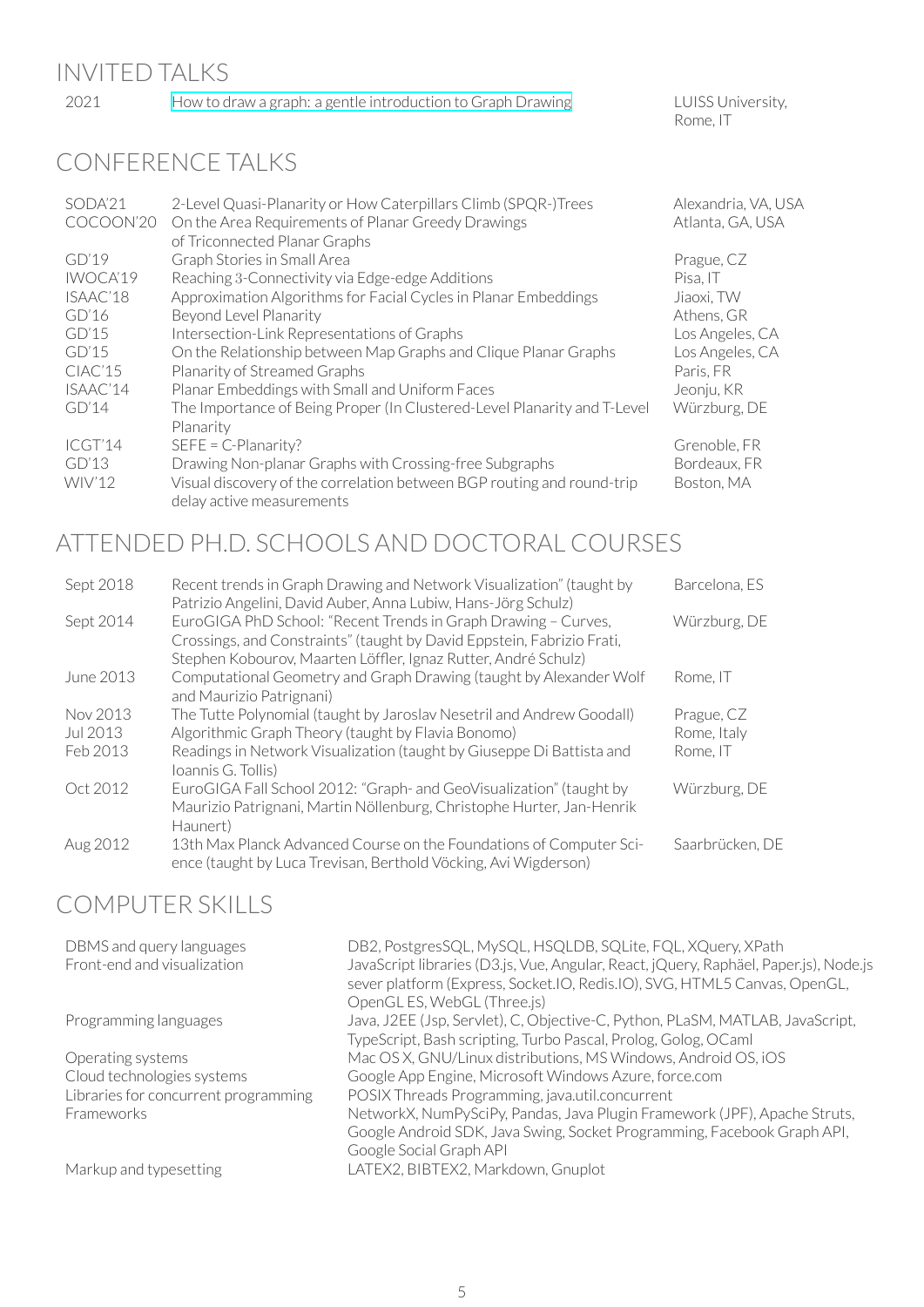# INVITED TALKS

| | | |
|---|---|---|
| 2021 | How to draw a graph: a gentle introduction to Graph Drawing | LUISS University, Rome, IT |

# CONFERENCE TALKS

| | | |
|---|---|---|
| SODA'21 | 2-Level Quasi-Planarity or How Caterpillars Climb (SPQR-)Trees | Alexandria, VA, USA |
| COCOON'20 | On the Area Requirements of Planar Greedy Drawings of Triconnected Planar Graphs | Atlanta, GA, USA |
| GD'19 | Graph Stories in Small Area | Prague, CZ |
| IWOCA'19 | Reaching 3-Connectivity via Edge-edge Additions | Pisa, IT |
| ISAAC'18 | Approximation Algorithms for Facial Cycles in Planar Embeddings | Jiaoxi, TW |
| GD'16 | Beyond Level Planarity | Athens, GR |
| GD'15 | Intersection-Link Representations of Graphs | Los Angeles, CA |
| GD'15 | On the Relationship between Map Graphs and Clique Planar Graphs | Los Angeles, CA |
| CIAC'15 | Planarity of Streamed Graphs | Paris, FR |
| ISAAC'14 | Planar Embeddings with Small and Uniform Faces | Jeonju, KR |
| GD'14 | The Importance of Being Proper (In Clustered-Level Planarity and T-Level Planarity | Würzburg, DE |
| ICGT'14 | SEFE = C-Planarity? | Grenoble, FR |
| GD'13 | Drawing Non-planar Graphs with Crossing-free Subgraphs | Bordeaux, FR |
| WIV'12 | Visual discovery of the correlation between BGP routing and round-trip delay active measurements | Boston, MA |

# ATTENDED PH.D. SCHOOLS AND DOCTORAL COURSES

| | | |
|---|---|---|
| Sept 2018 | Recent trends in Graph Drawing and Network Visualization" (taught by Patrizio Angelini, David Auber, Anna Lubiw, Hans-Jörg Schulz) | Barcelona, ES |
| Sept 2014 | EuroGIGA PhD School: "Recent Trends in Graph Drawing – Curves, Crossings, and Constraints" (taught by David Eppstein, Fabrizio Frati, Stephen Kobourov, Maarten Löffler, Ignaz Rutter, André Schulz) | Würzburg, DE |
| June 2013 | Computational Geometry and Graph Drawing (taught by Alexander Wolf and Maurizio Patrignani) | Rome, IT |
| Nov 2013 | The Tutte Polynomial (taught by Jaroslav Nesetril and Andrew Goodall) | Prague, CZ |
| Jul 2013 | Algorithmic Graph Theory (taught by Flavia Bonomo) | Rome, Italy |
| Feb 2013 | Readings in Network Visualization (taught by Giuseppe Di Battista and Ioannis G. Tollis) | Rome, IT |
| Oct 2012 | EuroGIGA Fall School 2012: "Graph- and GeoVisualization" (taught by Maurizio Patrignani, Martin Nöllenburg, Christophe Hurter, Jan-Henrik Haunert) | Würzburg, DE |
| Aug 2012 | 13th Max Planck Advanced Course on the Foundations of Computer Science (taught by Luca Trevisan, Berthold Vöcking, Avi Wigderson) | Saarbrücken, DE |

# COMPUTER SKILLS

| | |
|---|---|
| DBMS and query languages | DB2, PostgresSQL, MySQL, HSQLDB, SQLite, FQL, XQuery, XPath |
| Front-end and visualization | JavaScript libraries (D3.js, Vue, Angular, React, jQuery, Raphäel, Paper.js), Node.js sever platform (Express, Socket.IO, Redis.IO), SVG, HTML5 Canvas, OpenGL, OpenGL ES, WebGL (Three.js) |
| Programming languages | Java, J2EE (Jsp, Servlet), C, Objective-C, Python, PLaSM, MATLAB, JavaScript, TypeScript, Bash scripting, Turbo Pascal, Prolog, Golog, OCaml |
| Operating systems | Mac OS X, GNU/Linux distributions, MS Windows, Android OS, iOS |
| Cloud technologies systems | Google App Engine, Microsoft Windows Azure, force.com |
| Libraries for concurrent programming | POSIX Threads Programming, java.util.concurrent |
| Frameworks | NetworkX, NumPySciPy, Pandas, Java Plugin Framework (JPF), Apache Struts, Google Android SDK, Java Swing, Socket Programming, Facebook Graph API, Google Social Graph API |
| Markup and typesetting | LATEX2, BIBTEX2, Markdown, Gnuplot |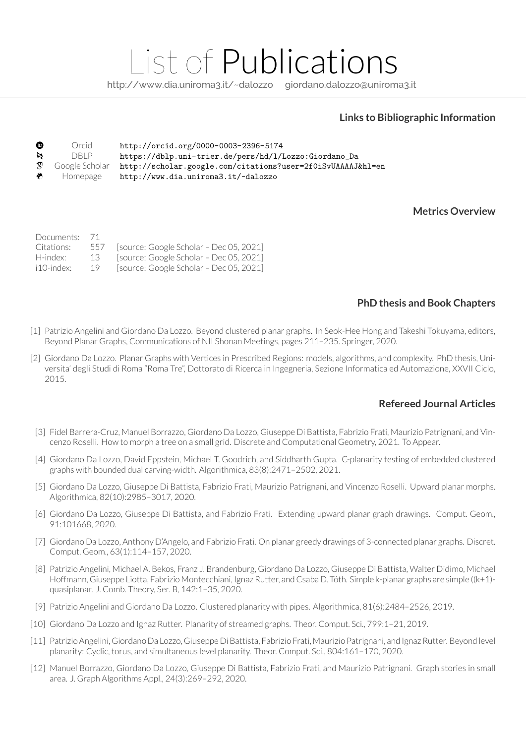# List of Publications

http://www.dia.uniroma3.it/~dalozzo giordano.dalozzo@uniroma3.it

## Links to Bibliographic Information

| | | |
|---|---|---|
| Orcid | http://orcid.org/0000-0003-2396-5174 |
| DBLP | https://dblp.uni-trier.de/pers/hd/l/Lozzo:Giordano_Da |
| Google Scholar | http://scholar.google.com/citations?user=2f0iSvUAAAAJ&hl=en |
| Homepage | http://www.dia.uniroma3.it/~dalozzo |

## Metrics Overview

| | | |
|---|---|---|
| Documents: | 71 | |
| Citations: | 557 | [source: Google Scholar – Dec 05, 2021] |
| H-index: | 13 | [source: Google Scholar – Dec 05, 2021] |
| i10-index: | 19 | [source: Google Scholar – Dec 05, 2021] |

## PhD thesis and Book Chapters

[1] Patrizio Angelini and Giordano Da Lozzo. Beyond clustered planar graphs. In Seok-Hee Hong and Takeshi Tokuyama, editors, Beyond Planar Graphs, Communications of NII Shonan Meetings, pages 211–235. Springer, 2020.

[2] Giordano Da Lozzo. Planar Graphs with Vertices in Prescribed Regions: models, algorithms, and complexity. PhD thesis, Universita' degli Studi di Roma "Roma Tre", Dottorato di Ricerca in Ingegneria, Sezione Informatica ed Automazione, XXVII Ciclo, 2015.

## Refereed Journal Articles

[3] Fidel Barrera-Cruz, Manuel Borrazzo, Giordano Da Lozzo, Giuseppe Di Battista, Fabrizio Frati, Maurizio Patrignani, and Vincenzo Roselli. How to morph a tree on a small grid. Discrete and Computational Geometry, 2021. To Appear.

[4] Giordano Da Lozzo, David Eppstein, Michael T. Goodrich, and Siddharth Gupta. C-planarity testing of embedded clustered graphs with bounded dual carving-width. Algorithmica, 83(8):2471–2502, 2021.

[5] Giordano Da Lozzo, Giuseppe Di Battista, Fabrizio Frati, Maurizio Patrignani, and Vincenzo Roselli. Upward planar morphs. Algorithmica, 82(10):2985–3017, 2020.

[6] Giordano Da Lozzo, Giuseppe Di Battista, and Fabrizio Frati. Extending upward planar graph drawings. Comput. Geom., 91:101668, 2020.

[7] Giordano Da Lozzo, Anthony D'Angelo, and Fabrizio Frati. On planar greedy drawings of 3-connected planar graphs. Discret. Comput. Geom., 63(1):114–157, 2020.

[8] Patrizio Angelini, Michael A. Bekos, Franz J. Brandenburg, Giordano Da Lozzo, Giuseppe Di Battista, Walter Didimo, Michael Hoffmann, Giuseppe Liotta, Fabrizio Montecchiani, Ignaz Rutter, and Csaba D. Tóth. Simple k-planar graphs are simple ((k+1)-quasiplanar. J. Comb. Theory, Ser. B, 142:1–35, 2020.

[9] Patrizio Angelini and Giordano Da Lozzo. Clustered planarity with pipes. Algorithmica, 81(6):2484–2526, 2019.

[10] Giordano Da Lozzo and Ignaz Rutter. Planarity of streamed graphs. Theor. Comput. Sci., 799:1–21, 2019.

[11] Patrizio Angelini, Giordano Da Lozzo, Giuseppe Di Battista, Fabrizio Frati, Maurizio Patrignani, and Ignaz Rutter. Beyond level planarity: Cyclic, torus, and simultaneous level planarity. Theor. Comput. Sci., 804:161–170, 2020.

[12] Manuel Borrazzo, Giordano Da Lozzo, Giuseppe Di Battista, Fabrizio Frati, and Maurizio Patrignani. Graph stories in small area. J. Graph Algorithms Appl., 24(3):269–292, 2020.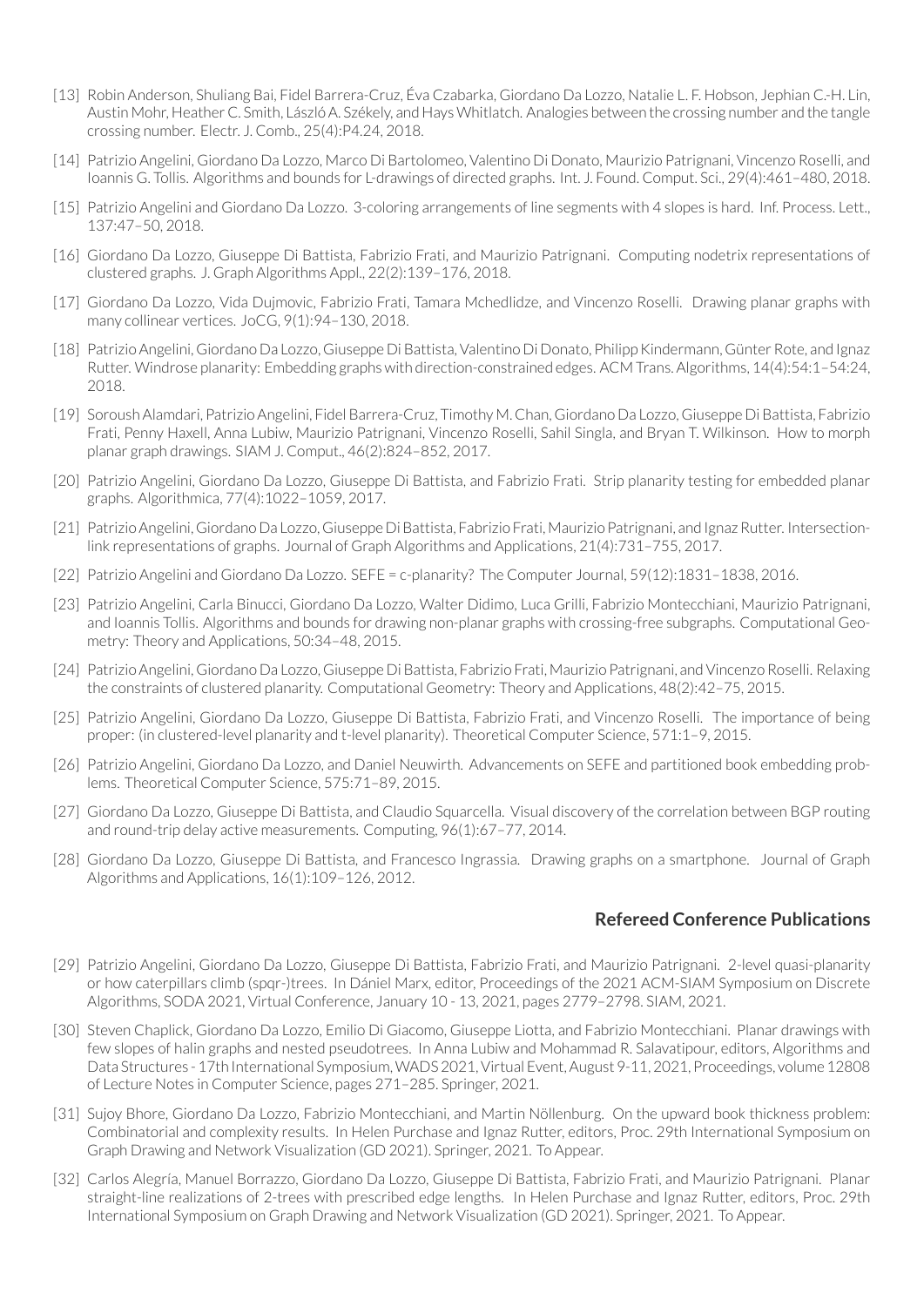- [13] Robin Anderson, Shuliang Bai, Fidel Barrera-Cruz, Éva Czabarka, Giordano Da Lozzo, Natalie L. F. Hobson, Jephian C.-H. Lin, Austin Mohr, Heather C. Smith, László A. Székely, and Hays Whitlatch. Analogies between the crossing number and the tangle crossing number. Electr. J. Comb., 25(4):P4.24, 2018.
- [14] Patrizio Angelini, Giordano Da Lozzo, Marco Di Bartolomeo, Valentino Di Donato, Maurizio Patrignani, Vincenzo Roselli, and Ioannis G. Tollis. Algorithms and bounds for L-drawings of directed graphs. Int. J. Found. Comput. Sci., 29(4):461–480, 2018.
- [15] Patrizio Angelini and Giordano Da Lozzo. 3-coloring arrangements of line segments with 4 slopes is hard. Inf. Process. Lett., 137:47–50, 2018.
- [16] Giordano Da Lozzo, Giuseppe Di Battista, Fabrizio Frati, and Maurizio Patrignani. Computing nodetrix representations of clustered graphs. J. Graph Algorithms Appl., 22(2):139–176, 2018.
- [17] Giordano Da Lozzo, Vida Dujmovic, Fabrizio Frati, Tamara Mchedlidze, and Vincenzo Roselli. Drawing planar graphs with many collinear vertices. JoCG, 9(1):94–130, 2018.
- [18] Patrizio Angelini, Giordano Da Lozzo, Giuseppe Di Battista, Valentino Di Donato, Philipp Kindermann, Günter Rote, and Ignaz Rutter. Windrose planarity: Embedding graphs with direction-constrained edges. ACM Trans. Algorithms, 14(4):54:1–54:24, 2018.
- [19] Soroush Alamdari, Patrizio Angelini, Fidel Barrera-Cruz, Timothy M. Chan, Giordano Da Lozzo, Giuseppe Di Battista, Fabrizio Frati, Penny Haxell, Anna Lubiw, Maurizio Patrignani, Vincenzo Roselli, Sahil Singla, and Bryan T. Wilkinson. How to morph planar graph drawings. SIAM J. Comput., 46(2):824–852, 2017.
- [20] Patrizio Angelini, Giordano Da Lozzo, Giuseppe Di Battista, and Fabrizio Frati. Strip planarity testing for embedded planar graphs. Algorithmica, 77(4):1022–1059, 2017.
- [21] Patrizio Angelini, Giordano Da Lozzo, Giuseppe Di Battista, Fabrizio Frati, Maurizio Patrignani, and Ignaz Rutter. Intersection-link representations of graphs. Journal of Graph Algorithms and Applications, 21(4):731–755, 2017.
- [22] Patrizio Angelini and Giordano Da Lozzo. SEFE = c-planarity? The Computer Journal, 59(12):1831–1838, 2016.
- [23] Patrizio Angelini, Carla Binucci, Giordano Da Lozzo, Walter Didimo, Luca Grilli, Fabrizio Montecchiani, Maurizio Patrignani, and Ioannis Tollis. Algorithms and bounds for drawing non-planar graphs with crossing-free subgraphs. Computational Geometry: Theory and Applications, 50:34–48, 2015.
- [24] Patrizio Angelini, Giordano Da Lozzo, Giuseppe Di Battista, Fabrizio Frati, Maurizio Patrignani, and Vincenzo Roselli. Relaxing the constraints of clustered planarity. Computational Geometry: Theory and Applications, 48(2):42–75, 2015.
- [25] Patrizio Angelini, Giordano Da Lozzo, Giuseppe Di Battista, Fabrizio Frati, and Vincenzo Roselli. The importance of being proper: (in clustered-level planarity and t-level planarity). Theoretical Computer Science, 571:1–9, 2015.
- [26] Patrizio Angelini, Giordano Da Lozzo, and Daniel Neuwirth. Advancements on SEFE and partitioned book embedding problems. Theoretical Computer Science, 575:71–89, 2015.
- [27] Giordano Da Lozzo, Giuseppe Di Battista, and Claudio Squarcella. Visual discovery of the correlation between BGP routing and round-trip delay active measurements. Computing, 96(1):67–77, 2014.
- [28] Giordano Da Lozzo, Giuseppe Di Battista, and Francesco Ingrassia. Drawing graphs on a smartphone. Journal of Graph Algorithms and Applications, 16(1):109–126, 2012.

## Refereed Conference Publications

- [29] Patrizio Angelini, Giordano Da Lozzo, Giuseppe Di Battista, Fabrizio Frati, and Maurizio Patrignani. 2-level quasi-planarity or how caterpillars climb (spqr-)trees. In Dániel Marx, editor, Proceedings of the 2021 ACM-SIAM Symposium on Discrete Algorithms, SODA 2021, Virtual Conference, January 10 - 13, 2021, pages 2779–2798. SIAM, 2021.
- [30] Steven Chaplick, Giordano Da Lozzo, Emilio Di Giacomo, Giuseppe Liotta, and Fabrizio Montecchiani. Planar drawings with few slopes of halin graphs and nested pseudotrees. In Anna Lubiw and Mohammad R. Salavatipour, editors, Algorithms and Data Structures - 17th International Symposium, WADS 2021, Virtual Event, August 9-11, 2021, Proceedings, volume 12808 of Lecture Notes in Computer Science, pages 271–285. Springer, 2021.
- [31] Sujoy Bhore, Giordano Da Lozzo, Fabrizio Montecchiani, and Martin Nöllenburg. On the upward book thickness problem: Combinatorial and complexity results. In Helen Purchase and Ignaz Rutter, editors, Proc. 29th International Symposium on Graph Drawing and Network Visualization (GD 2021). Springer, 2021. To Appear.
- [32] Carlos Alegría, Manuel Borrazzo, Giordano Da Lozzo, Giuseppe Di Battista, Fabrizio Frati, and Maurizio Patrignani. Planar straight-line realizations of 2-trees with prescribed edge lengths. In Helen Purchase and Ignaz Rutter, editors, Proc. 29th International Symposium on Graph Drawing and Network Visualization (GD 2021). Springer, 2021. To Appear.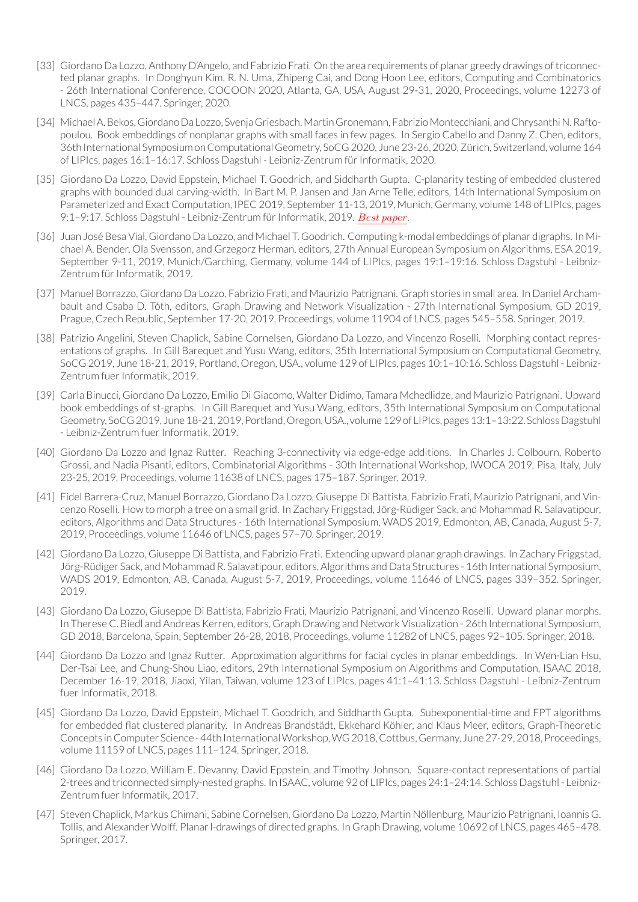[33] Giordano Da Lozzo, Anthony D'Angelo, and Fabrizio Frati. On the area requirements of planar greedy drawings of triconnected planar graphs. In Donghyun Kim, R. N. Uma, Zhipeng Cai, and Dong Hoon Lee, editors, Computing and Combinatorics - 26th International Conference, COCOON 2020, Atlanta, GA, USA, August 29-31, 2020, Proceedings, volume 12273 of LNCS, pages 435–447. Springer, 2020.

[34] Michael A. Bekos, Giordano Da Lozzo, Svenja Griesbach, Martin Gronemann, Fabrizio Montecchiani, and Chrysanthi N. Raftopoulou. Book embeddings of nonplanar graphs with small faces in few pages. In Sergio Cabello and Danny Z. Chen, editors, 36th International Symposium on Computational Geometry, SoCG 2020, June 23-26, 2020, Zürich, Switzerland, volume 164 of LIPIcs, pages 16:1–16:17. Schloss Dagstuhl - Leibniz-Zentrum für Informatik, 2020.

[35] Giordano Da Lozzo, David Eppstein, Michael T. Goodrich, and Siddharth Gupta. C-planarity testing of embedded clustered graphs with bounded dual carving-width. In Bart M. P. Jansen and Jan Arne Telle, editors, 14th International Symposium on Parameterized and Exact Computation, IPEC 2019, September 11-13, 2019, Munich, Germany, volume 148 of LIPIcs, pages 9:1–9:17. Schloss Dagstuhl - Leibniz-Zentrum für Informatik, 2019. *Best paper*.

[36] Juan José Besa Vial, Giordano Da Lozzo, and Michael T. Goodrich. Computing k-modal embeddings of planar digraphs. In Michael A. Bender, Ola Svensson, and Grzegorz Herman, editors, 27th Annual European Symposium on Algorithms, ESA 2019, September 9-11, 2019, Munich/Garching, Germany, volume 144 of LIPIcs, pages 19:1–19:16. Schloss Dagstuhl - Leibniz-Zentrum für Informatik, 2019.

[37] Manuel Borrazzo, Giordano Da Lozzo, Fabrizio Frati, and Maurizio Patrignani. Graph stories in small area. In Daniel Archambault and Csaba D. Tóth, editors, Graph Drawing and Network Visualization - 27th International Symposium, GD 2019, Prague, Czech Republic, September 17-20, 2019, Proceedings, volume 11904 of LNCS, pages 545–558. Springer, 2019.

[38] Patrizio Angelini, Steven Chaplick, Sabine Cornelsen, Giordano Da Lozzo, and Vincenzo Roselli. Morphing contact representations of graphs. In Gill Barequet and Yusu Wang, editors, 35th International Symposium on Computational Geometry, SoCG 2019, June 18-21, 2019, Portland, Oregon, USA., volume 129 of LIPIcs, pages 10:1–10:16. Schloss Dagstuhl - Leibniz-Zentrum fuer Informatik, 2019.

[39] Carla Binucci, Giordano Da Lozzo, Emilio Di Giacomo, Walter Didimo, Tamara Mchedlidze, and Maurizio Patrignani. Upward book embeddings of st-graphs. In Gill Barequet and Yusu Wang, editors, 35th International Symposium on Computational Geometry, SoCG 2019, June 18-21, 2019, Portland, Oregon, USA., volume 129 of LIPIcs, pages 13:1–13:22. Schloss Dagstuhl - Leibniz-Zentrum fuer Informatik, 2019.

[40] Giordano Da Lozzo and Ignaz Rutter. Reaching 3-connectivity via edge-edge additions. In Charles J. Colbourn, Roberto Grossi, and Nadia Pisanti, editors, Combinatorial Algorithms - 30th International Workshop, IWOCA 2019, Pisa, Italy, July 23-25, 2019, Proceedings, volume 11638 of LNCS, pages 175–187. Springer, 2019.

[41] Fidel Barrera-Cruz, Manuel Borrazzo, Giordano Da Lozzo, Giuseppe Di Battista, Fabrizio Frati, Maurizio Patrignani, and Vincenzo Roselli. How to morph a tree on a small grid. In Zachary Friggstad, Jörg-Rüdiger Sack, and Mohammad R. Salavatipour, editors, Algorithms and Data Structures - 16th International Symposium, WADS 2019, Edmonton, AB, Canada, August 5-7, 2019, Proceedings, volume 11646 of LNCS, pages 57–70. Springer, 2019.

[42] Giordano Da Lozzo, Giuseppe Di Battista, and Fabrizio Frati. Extending upward planar graph drawings. In Zachary Friggstad, Jörg-Rüdiger Sack, and Mohammad R. Salavatipour, editors, Algorithms and Data Structures - 16th International Symposium, WADS 2019, Edmonton, AB, Canada, August 5-7, 2019, Proceedings, volume 11646 of LNCS, pages 339–352. Springer, 2019.

[43] Giordano Da Lozzo, Giuseppe Di Battista, Fabrizio Frati, Maurizio Patrignani, and Vincenzo Roselli. Upward planar morphs. In Therese C. Biedl and Andreas Kerren, editors, Graph Drawing and Network Visualization - 26th International Symposium, GD 2018, Barcelona, Spain, September 26-28, 2018, Proceedings, volume 11282 of LNCS, pages 92–105. Springer, 2018.

[44] Giordano Da Lozzo and Ignaz Rutter. Approximation algorithms for facial cycles in planar embeddings. In Wen-Lian Hsu, Der-Tsai Lee, and Chung-Shou Liao, editors, 29th International Symposium on Algorithms and Computation, ISAAC 2018, December 16-19, 2018, Jiaoxi, Yilan, Taiwan, volume 123 of LIPIcs, pages 41:1–41:13. Schloss Dagstuhl - Leibniz-Zentrum fuer Informatik, 2018.

[45] Giordano Da Lozzo, David Eppstein, Michael T. Goodrich, and Siddharth Gupta. Subexponential-time and FPT algorithms for embedded flat clustered planarity. In Andreas Brandstädt, Ekkehard Köhler, and Klaus Meer, editors, Graph-Theoretic Concepts in Computer Science - 44th International Workshop, WG 2018, Cottbus, Germany, June 27-29, 2018, Proceedings, volume 11159 of LNCS, pages 111–124. Springer, 2018.

[46] Giordano Da Lozzo, William E. Devanny, David Eppstein, and Timothy Johnson. Square-contact representations of partial 2-trees and triconnected simply-nested graphs. In ISAAC, volume 92 of LIPIcs, pages 24:1–24:14. Schloss Dagstuhl - Leibniz-Zentrum fuer Informatik, 2017.

[47] Steven Chaplick, Markus Chimani, Sabine Cornelsen, Giordano Da Lozzo, Martin Nöllenburg, Maurizio Patrignani, Ioannis G. Tollis, and Alexander Wolff. Planar l-drawings of directed graphs. In Graph Drawing, volume 10692 of LNCS, pages 465–478. Springer, 2017.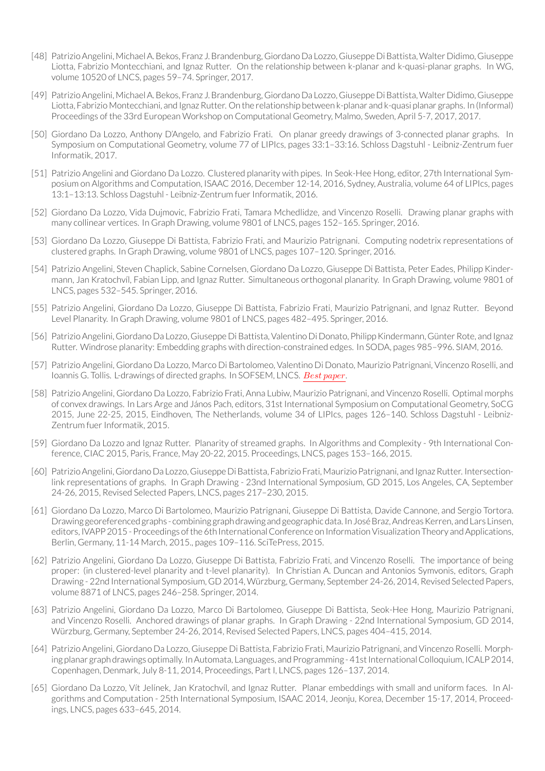[48] Patrizio Angelini, Michael A. Bekos, Franz J. Brandenburg, Giordano Da Lozzo, Giuseppe Di Battista, Walter Didimo, Giuseppe Liotta, Fabrizio Montecchiani, and Ignaz Rutter. On the relationship between k-planar and k-quasi-planar graphs. In WG, volume 10520 of LNCS, pages 59–74. Springer, 2017.

[49] Patrizio Angelini, Michael A. Bekos, Franz J. Brandenburg, Giordano Da Lozzo, Giuseppe Di Battista, Walter Didimo, Giuseppe Liotta, Fabrizio Montecchiani, and Ignaz Rutter. On the relationship between k-planar and k-quasi planar graphs. In (Informal) Proceedings of the 33rd European Workshop on Computational Geometry, Malmo, Sweden, April 5-7, 2017, 2017.

[50] Giordano Da Lozzo, Anthony D'Angelo, and Fabrizio Frati. On planar greedy drawings of 3-connected planar graphs. In Symposium on Computational Geometry, volume 77 of LIPIcs, pages 33:1–33:16. Schloss Dagstuhl - Leibniz-Zentrum fuer Informatik, 2017.

[51] Patrizio Angelini and Giordano Da Lozzo. Clustered planarity with pipes. In Seok-Hee Hong, editor, 27th International Symposium on Algorithms and Computation, ISAAC 2016, December 12-14, 2016, Sydney, Australia, volume 64 of LIPIcs, pages 13:1–13:13. Schloss Dagstuhl - Leibniz-Zentrum fuer Informatik, 2016.

[52] Giordano Da Lozzo, Vida Dujmovic, Fabrizio Frati, Tamara Mchedlidze, and Vincenzo Roselli. Drawing planar graphs with many collinear vertices. In Graph Drawing, volume 9801 of LNCS, pages 152–165. Springer, 2016.

[53] Giordano Da Lozzo, Giuseppe Di Battista, Fabrizio Frati, and Maurizio Patrignani. Computing nodetrix representations of clustered graphs. In Graph Drawing, volume 9801 of LNCS, pages 107–120. Springer, 2016.

[54] Patrizio Angelini, Steven Chaplick, Sabine Cornelsen, Giordano Da Lozzo, Giuseppe Di Battista, Peter Eades, Philipp Kindermann, Jan Kratochvíl, Fabian Lipp, and Ignaz Rutter. Simultaneous orthogonal planarity. In Graph Drawing, volume 9801 of LNCS, pages 532–545. Springer, 2016.

[55] Patrizio Angelini, Giordano Da Lozzo, Giuseppe Di Battista, Fabrizio Frati, Maurizio Patrignani, and Ignaz Rutter. Beyond Level Planarity. In Graph Drawing, volume 9801 of LNCS, pages 482–495. Springer, 2016.

[56] Patrizio Angelini, Giordano Da Lozzo, Giuseppe Di Battista, Valentino Di Donato, Philipp Kindermann, Günter Rote, and Ignaz Rutter. Windrose planarity: Embedding graphs with direction-constrained edges. In SODA, pages 985–996. SIAM, 2016.

[57] Patrizio Angelini, Giordano Da Lozzo, Marco Di Bartolomeo, Valentino Di Donato, Maurizio Patrignani, Vincenzo Roselli, and Ioannis G. Tollis. L-drawings of directed graphs. In SOFSEM, LNCS. *Best paper*.

[58] Patrizio Angelini, Giordano Da Lozzo, Fabrizio Frati, Anna Lubiw, Maurizio Patrignani, and Vincenzo Roselli. Optimal morphs of convex drawings. In Lars Arge and János Pach, editors, 31st International Symposium on Computational Geometry, SoCG 2015, June 22-25, 2015, Eindhoven, The Netherlands, volume 34 of LIPIcs, pages 126–140. Schloss Dagstuhl - Leibniz-Zentrum fuer Informatik, 2015.

[59] Giordano Da Lozzo and Ignaz Rutter. Planarity of streamed graphs. In Algorithms and Complexity - 9th International Conference, CIAC 2015, Paris, France, May 20-22, 2015. Proceedings, LNCS, pages 153–166, 2015.

[60] Patrizio Angelini, Giordano Da Lozzo, Giuseppe Di Battista, Fabrizio Frati, Maurizio Patrignani, and Ignaz Rutter. Intersection-link representations of graphs. In Graph Drawing - 23nd International Symposium, GD 2015, Los Angeles, CA, September 24-26, 2015, Revised Selected Papers, LNCS, pages 217–230, 2015.

[61] Giordano Da Lozzo, Marco Di Bartolomeo, Maurizio Patrignani, Giuseppe Di Battista, Davide Cannone, and Sergio Tortora. Drawing georeferenced graphs - combining graph drawing and geographic data. In José Braz, Andreas Kerren, and Lars Linsen, editors, IVAPP 2015 - Proceedings of the 6th International Conference on Information Visualization Theory and Applications, Berlin, Germany, 11-14 March, 2015., pages 109–116. SciTePress, 2015.

[62] Patrizio Angelini, Giordano Da Lozzo, Giuseppe Di Battista, Fabrizio Frati, and Vincenzo Roselli. The importance of being proper: (in clustered-level planarity and t-level planarity). In Christian A. Duncan and Antonios Symvonis, editors, Graph Drawing - 22nd International Symposium, GD 2014, Würzburg, Germany, September 24-26, 2014, Revised Selected Papers, volume 8871 of LNCS, pages 246–258. Springer, 2014.

[63] Patrizio Angelini, Giordano Da Lozzo, Marco Di Bartolomeo, Giuseppe Di Battista, Seok-Hee Hong, Maurizio Patrignani, and Vincenzo Roselli. Anchored drawings of planar graphs. In Graph Drawing - 22nd International Symposium, GD 2014, Würzburg, Germany, September 24-26, 2014, Revised Selected Papers, LNCS, pages 404–415, 2014.

[64] Patrizio Angelini, Giordano Da Lozzo, Giuseppe Di Battista, Fabrizio Frati, Maurizio Patrignani, and Vincenzo Roselli. Morphing planar graph drawings optimally. In Automata, Languages, and Programming - 41st International Colloquium, ICALP 2014, Copenhagen, Denmark, July 8-11, 2014, Proceedings, Part I, LNCS, pages 126–137, 2014.

[65] Giordano Da Lozzo, Vít Jelínek, Jan Kratochvíl, and Ignaz Rutter. Planar embeddings with small and uniform faces. In Algorithms and Computation - 25th International Symposium, ISAAC 2014, Jeonju, Korea, December 15-17, 2014, Proceedings, LNCS, pages 633–645, 2014.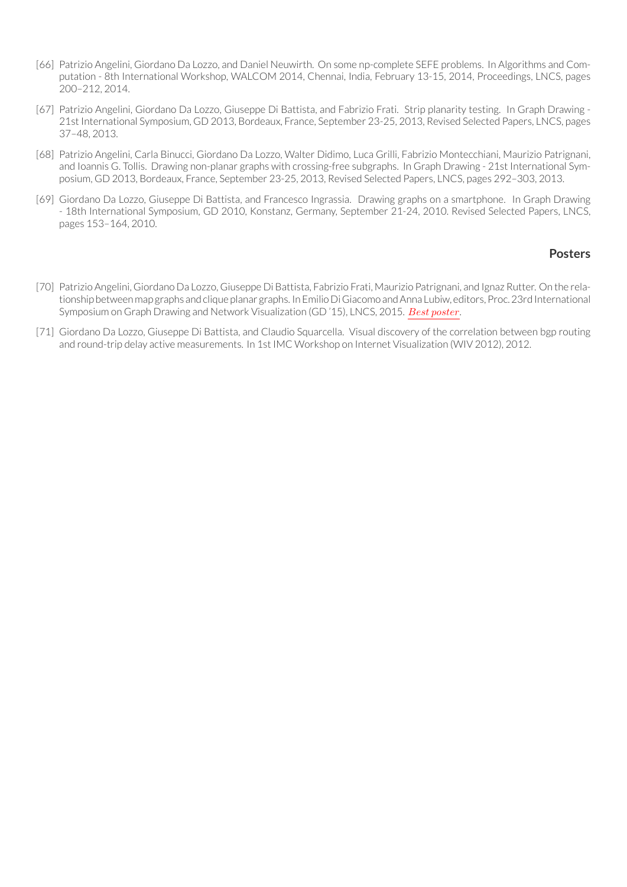[66] Patrizio Angelini, Giordano Da Lozzo, and Daniel Neuwirth. On some np-complete SEFE problems. In Algorithms and Computation - 8th International Workshop, WALCOM 2014, Chennai, India, February 13-15, 2014, Proceedings, LNCS, pages 200–212, 2014.

[67] Patrizio Angelini, Giordano Da Lozzo, Giuseppe Di Battista, and Fabrizio Frati. Strip planarity testing. In Graph Drawing - 21st International Symposium, GD 2013, Bordeaux, France, September 23-25, 2013, Revised Selected Papers, LNCS, pages 37–48, 2013.

[68] Patrizio Angelini, Carla Binucci, Giordano Da Lozzo, Walter Didimo, Luca Grilli, Fabrizio Montecchiani, Maurizio Patrignani, and Ioannis G. Tollis. Drawing non-planar graphs with crossing-free subgraphs. In Graph Drawing - 21st International Symposium, GD 2013, Bordeaux, France, September 23-25, 2013, Revised Selected Papers, LNCS, pages 292–303, 2013.

[69] Giordano Da Lozzo, Giuseppe Di Battista, and Francesco Ingrassia. Drawing graphs on a smartphone. In Graph Drawing - 18th International Symposium, GD 2010, Konstanz, Germany, September 21-24, 2010. Revised Selected Papers, LNCS, pages 153–164, 2010.

## Posters

[70] Patrizio Angelini, Giordano Da Lozzo, Giuseppe Di Battista, Fabrizio Frati, Maurizio Patrignani, and Ignaz Rutter. On the relationship between map graphs and clique planar graphs. In Emilio Di Giacomo and Anna Lubiw, editors, Proc. 23rd International Symposium on Graph Drawing and Network Visualization (GD '15), LNCS, 2015. *Best poster*.

[71] Giordano Da Lozzo, Giuseppe Di Battista, and Claudio Squarcella. Visual discovery of the correlation between bgp routing and round-trip delay active measurements. In 1st IMC Workshop on Internet Visualization (WIV 2012), 2012.